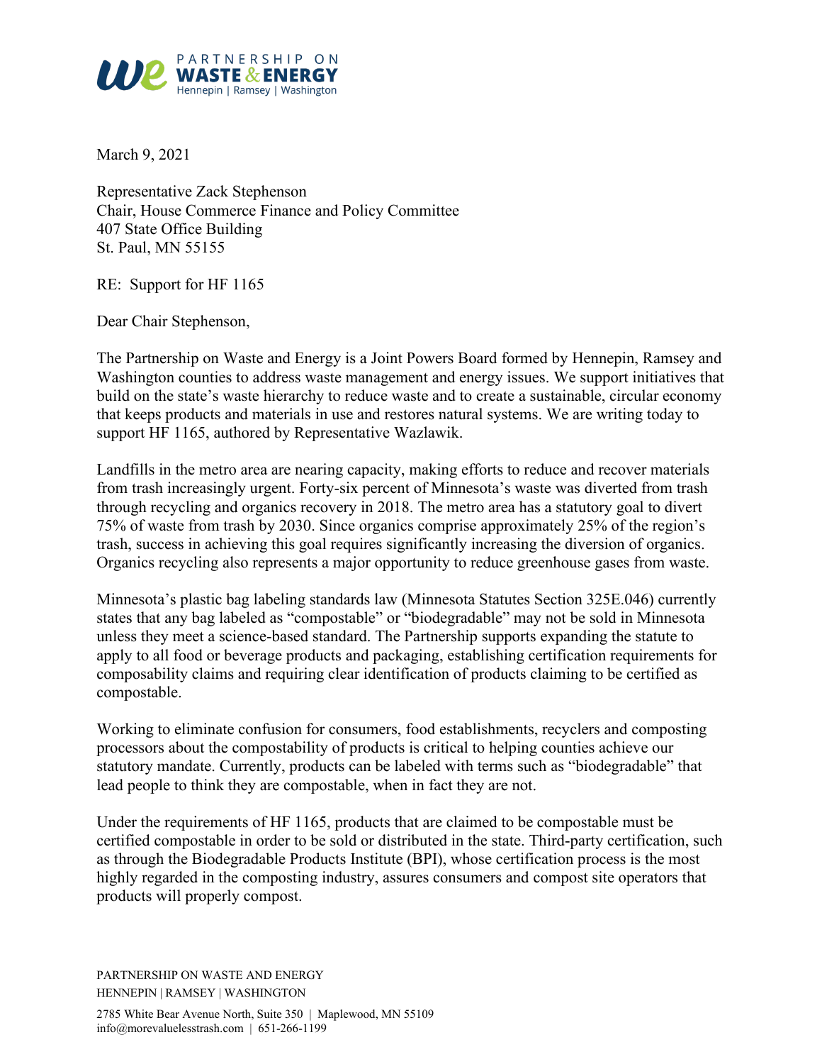March 9, 2021

Representative Zack Stephenson
Chair, House Commerce Finance and Policy Committee
407 State Office Building
St. Paul, MN 55155

RE: Support for HF 1165

Dear Chair Stephenson,

The Partnership on Waste and Energy is a Joint Powers Board formed by Hennepin, Ramsey and Washington counties to address waste management and energy issues. We support initiatives that build on the state's waste hierarchy to reduce waste and to create a sustainable, circular economy that keeps products and materials in use and restores natural systems. We are writing today to support HF 1165, authored by Representative Wazlawik.

Landfills in the metro area are nearing capacity, making efforts to reduce and recover materials from trash increasingly urgent. Forty-six percent of Minnesota's waste was diverted from trash through recycling and organics recovery in 2018. The metro area has a statutory goal to divert 75% of waste from trash by 2030. Since organics comprise approximately 25% of the region's trash, success in achieving this goal requires significantly increasing the diversion of organics. Organics recycling also represents a major opportunity to reduce greenhouse gases from waste.

Minnesota's plastic bag labeling standards law (Minnesota Statutes Section 325E.046) currently states that any bag labeled as "compostable" or "biodegradable" may not be sold in Minnesota unless they meet a science-based standard. The Partnership supports expanding the statute to apply to all food or beverage products and packaging, establishing certification requirements for composability claims and requiring clear identification of products claiming to be certified as compostable.

Working to eliminate confusion for consumers, food establishments, recyclers and composting processors about the compostability of products is critical to helping counties achieve our statutory mandate. Currently, products can be labeled with terms such as "biodegradable" that lead people to think they are compostable, when in fact they are not.

Under the requirements of HF 1165, products that are claimed to be compostable must be certified compostable in order to be sold or distributed in the state. Third-party certification, such as through the Biodegradable Products Institute (BPI), whose certification process is the most highly regarded in the composting industry, assures consumers and compost site operators that products will properly compost.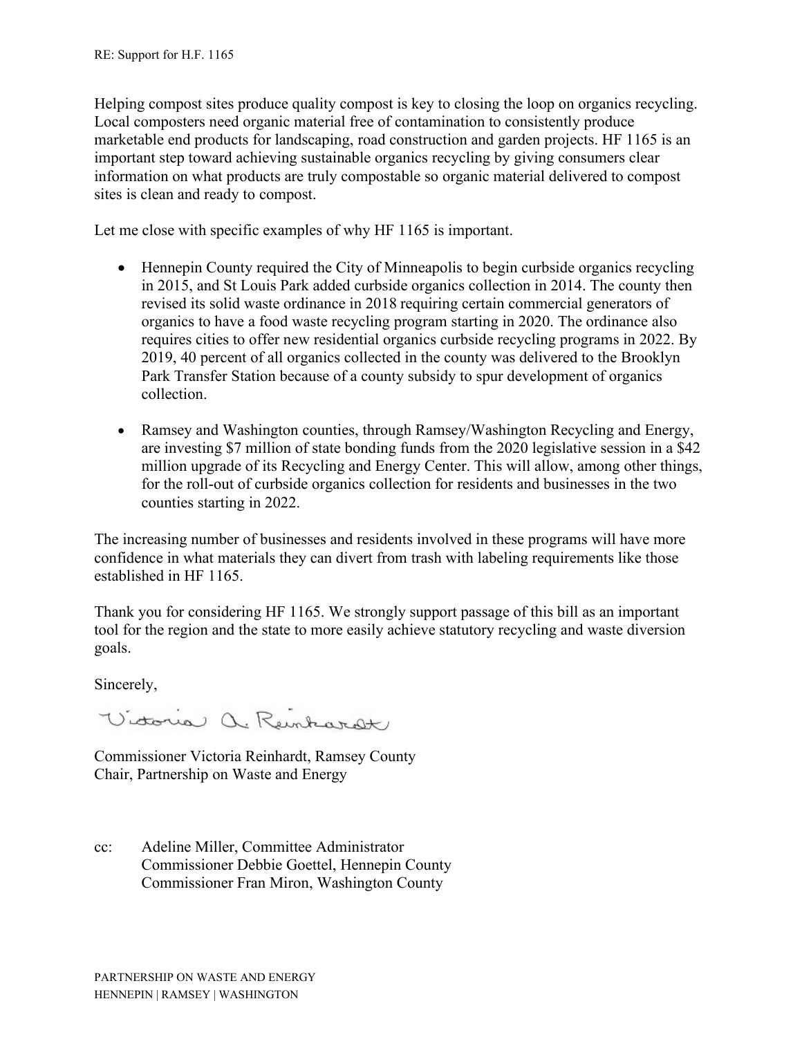Helping compost sites produce quality compost is key to closing the loop on organics recycling. Local composters need organic material free of contamination to consistently produce marketable end products for landscaping, road construction and garden projects. HF 1165 is an important step toward achieving sustainable organics recycling by giving consumers clear information on what products are truly compostable so organic material delivered to compost sites is clean and ready to compost.

Let me close with specific examples of why HF 1165 is important.

- Hennepin County required the City of Minneapolis to begin curbside organics recycling in 2015, and St Louis Park added curbside organics collection in 2014. The county then revised its solid waste ordinance in 2018 requiring certain commercial generators of organics to have a food waste recycling program starting in 2020. The ordinance also requires cities to offer new residential organics curbside recycling programs in 2022. By 2019, 40 percent of all organics collected in the county was delivered to the Brooklyn Park Transfer Station because of a county subsidy to spur development of organics collection.
- Ramsey and Washington counties, through Ramsey/Washington Recycling and Energy, are investing $7 million of state bonding funds from the 2020 legislative session in a $42 million upgrade of its Recycling and Energy Center. This will allow, among other things, for the roll-out of curbside organics collection for residents and businesses in the two counties starting in 2022.

The increasing number of businesses and residents involved in these programs will have more confidence in what materials they can divert from trash with labeling requirements like those established in HF 1165.

Thank you for considering HF 1165. We strongly support passage of this bill as an important tool for the region and the state to more easily achieve statutory recycling and waste diversion goals.

Sincerely,

Victoria A. Reinhardt

Commissioner Victoria Reinhardt, Ramsey County
Chair, Partnership on Waste and Energy

cc: Adeline Miller, Committee Administrator
Commissioner Debbie Goettel, Hennepin County
Commissioner Fran Miron, Washington County